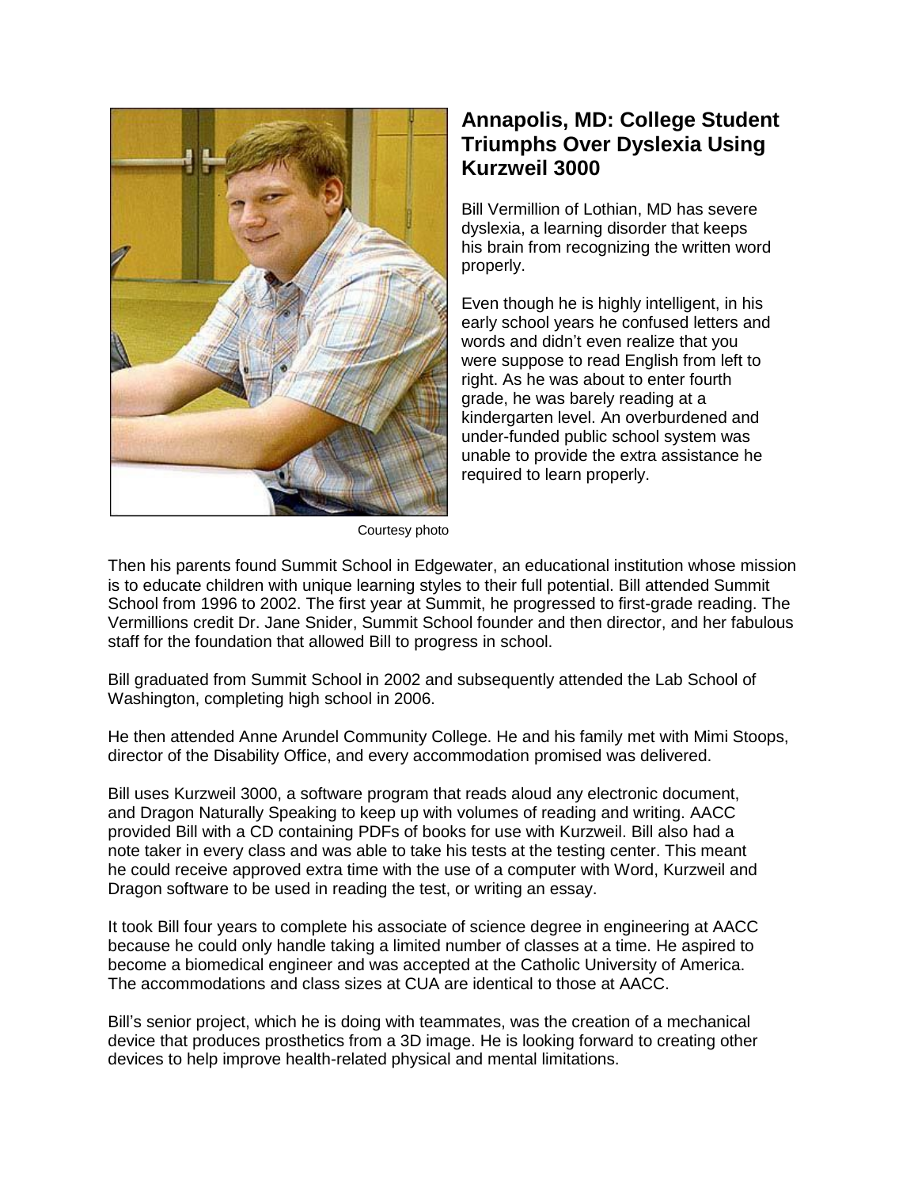## Annapolis, MD: College Student Triumphs Over Dyslexia Using Kurzweil 3000

Courtesy photo

Bill Vermillion of Lothian, MD has severe dyslexia, a learning disorder that keeps his brain from recognizing the written word properly.

Even though he is highly intelligent, in his early school years he confused letters and words and didn't even realize that you were suppose to read English from left to right. As he was about to enter fourth grade, he was barely reading at a kindergarten level. An overburdened and under-funded public school system was unable to provide the extra assistance he required to learn properly.

Then his parents found Summit School in Edgewater, an educational institution whose mission is to educate children with unique learning styles to their full potential. Bill attended Summit School from 1996 to 2002. The first year at Summit, he progressed to first-grade reading. The Vermillions credit Dr. Jane Snider, Summit School founder and then director, and her fabulous staff for the foundation that allowed Bill to progress in school.

Bill graduated from Summit School in 2002 and subsequently attended the Lab School of Washington, completing high school in 2006.

He then attended Anne Arundel Community College. He and his family met with Mimi Stoops, director of the Disability Office, and every accommodation promised was delivered.

Bill uses Kurzweil 3000, a software program that reads aloud any electronic document, and Dragon Naturally Speaking to keep up with volumes of reading and writing. AACC provided Bill with a CD containing PDFs of books for use with Kurzweil. Bill also had a note taker in every class and was able to take his tests at the testing center. This meant he could receive approved extra time with the use of a computer with Word, Kurzweil and Dragon software to be used in reading the test, or writing an essay.

It took Bill four years to complete his associate of science degree in engineering at AACC because he could only handle taking a limited number of classes at a time. He aspired to become a biomedical engineer and was accepted at the Catholic University of America. The accommodations and class sizes at CUA are identical to those at AACC.

Bill's senior project, which he is doing with teammates, was the creation of a mechanical device that produces prosthetics from a 3D image. He is looking forward to creating other devices to help improve health-related physical and mental limitations.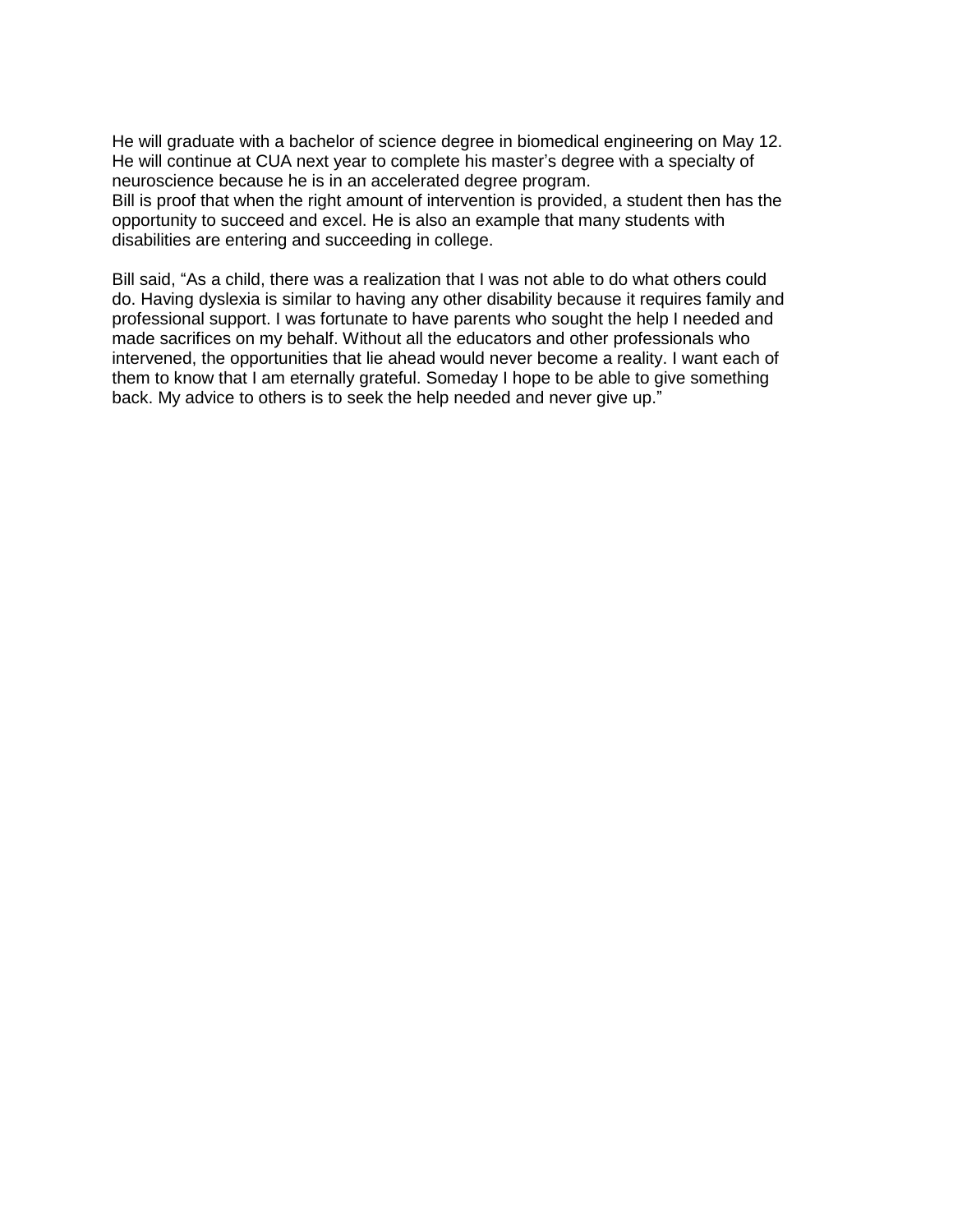He will graduate with a bachelor of science degree in biomedical engineering on May 12. He will continue at CUA next year to complete his master's degree with a specialty of neuroscience because he is in an accelerated degree program.
Bill is proof that when the right amount of intervention is provided, a student then has the opportunity to succeed and excel. He is also an example that many students with disabilities are entering and succeeding in college.

Bill said, "As a child, there was a realization that I was not able to do what others could do. Having dyslexia is similar to having any other disability because it requires family and professional support. I was fortunate to have parents who sought the help I needed and made sacrifices on my behalf. Without all the educators and other professionals who intervened, the opportunities that lie ahead would never become a reality. I want each of them to know that I am eternally grateful. Someday I hope to be able to give something back. My advice to others is to seek the help needed and never give up."